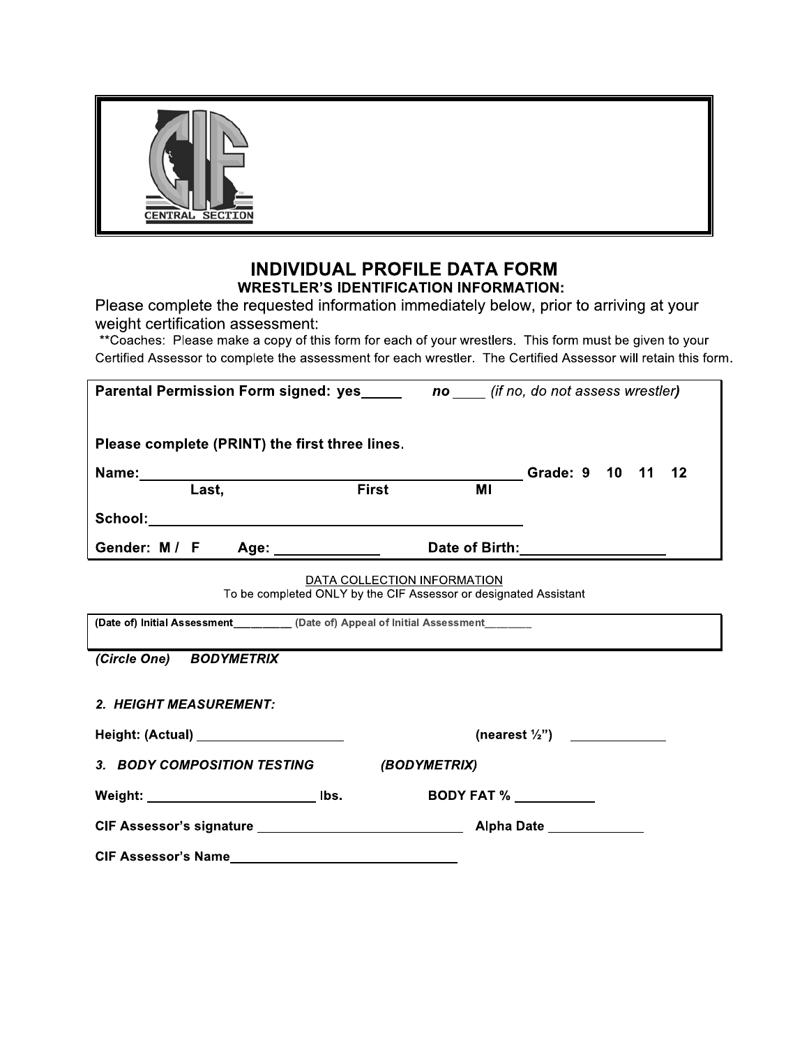CENTRAL SECTION

# INDIVIDUAL PROFILE DATA FORM

## WRESTLER'S IDENTIFICATION INFORMATION:

Please complete the requested information immediately below, prior to arriving at your weight certification assessment:

**Coaches: Please make a copy of this form for each of your wrestlers. This form must be given to your Certified Assessor to complete the assessment for each wrestler. The Certified Assessor will retain this form.

**Parental Permission Form signed: yes_____ no ____ *(if no, do not assess wrestler)***

**Please complete (PRINT) the first three lines.**

**Name:** ______________________________________________ **Grade: 9 10 11 12**
**Last, First MI**

**School:** ______________________________________________

**Gender: M / F Age:** _____________ **Date of Birth:** __________________

DATA COLLECTION INFORMATION
To be completed ONLY by the CIF Assessor or designated Assistant

**(Date of) Initial Assessment**_________ **(Date of) Appeal of Initial Assessment**_______

***(Circle One) BODYMETRIX***

***2. HEIGHT MEASUREMENT:***

**Height: (Actual)** ___________________ **(nearest ½")** _____________

***3. BODY COMPOSITION TESTING (BODYMETRIX)***

**Weight:** _______________________ **lbs. BODY FAT %** ___________

**CIF Assessor's signature** ____________________________ **Alpha Date** _____________

**CIF Assessor's Name**________________________________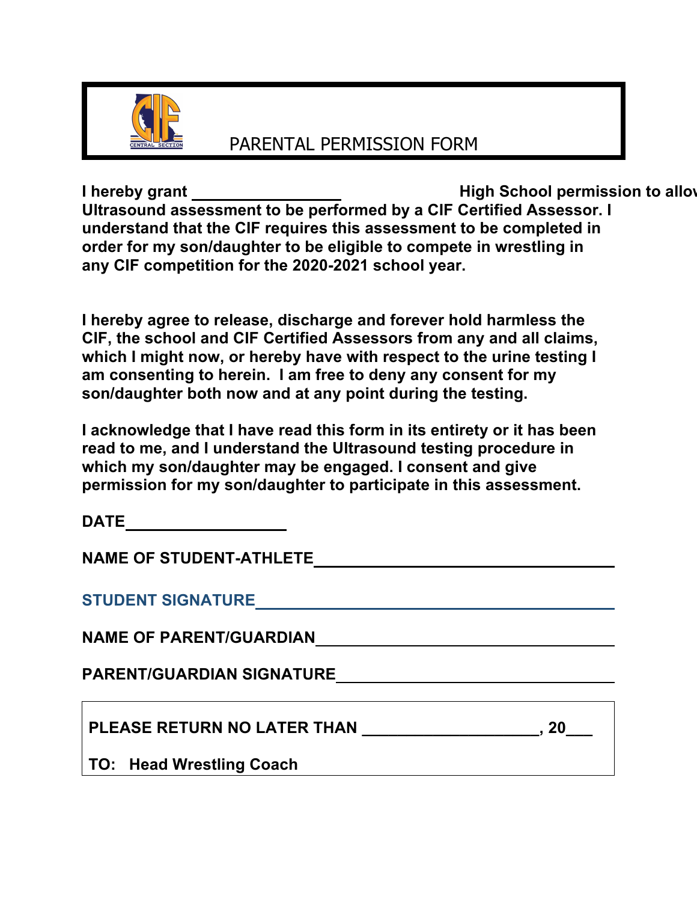# PARENTAL PERMISSION FORM

**I hereby grant ________________ High School permission to allov Ultrasound assessment to be performed by a CIF Certified Assessor. I understand that the CIF requires this assessment to be completed in order for my son/daughter to be eligible to compete in wrestling in any CIF competition for the 2020-2021 school year.**

**I hereby agree to release, discharge and forever hold harmless the CIF, the school and CIF Certified Assessors from any and all claims, which I might now, or hereby have with respect to the urine testing I am consenting to herein. I am free to deny any consent for my son/daughter both now and at any point during the testing.**

**I acknowledge that I have read this form in its entirety or it has been read to me, and I understand the Ultrasound testing procedure in which my son/daughter may be engaged. I consent and give permission for my son/daughter to participate in this assessment.**

**DATE__________________**

**NAME OF STUDENT-ATHLETE__________________________________**

**STUDENT SIGNATURE________________________________________**

**NAME OF PARENT/GUARDIAN__________________________________**

**PARENT/GUARDIAN SIGNATURE________________________________**

**PLEASE RETURN NO LATER THAN ____________________, 20___**

**TO: Head Wrestling Coach**